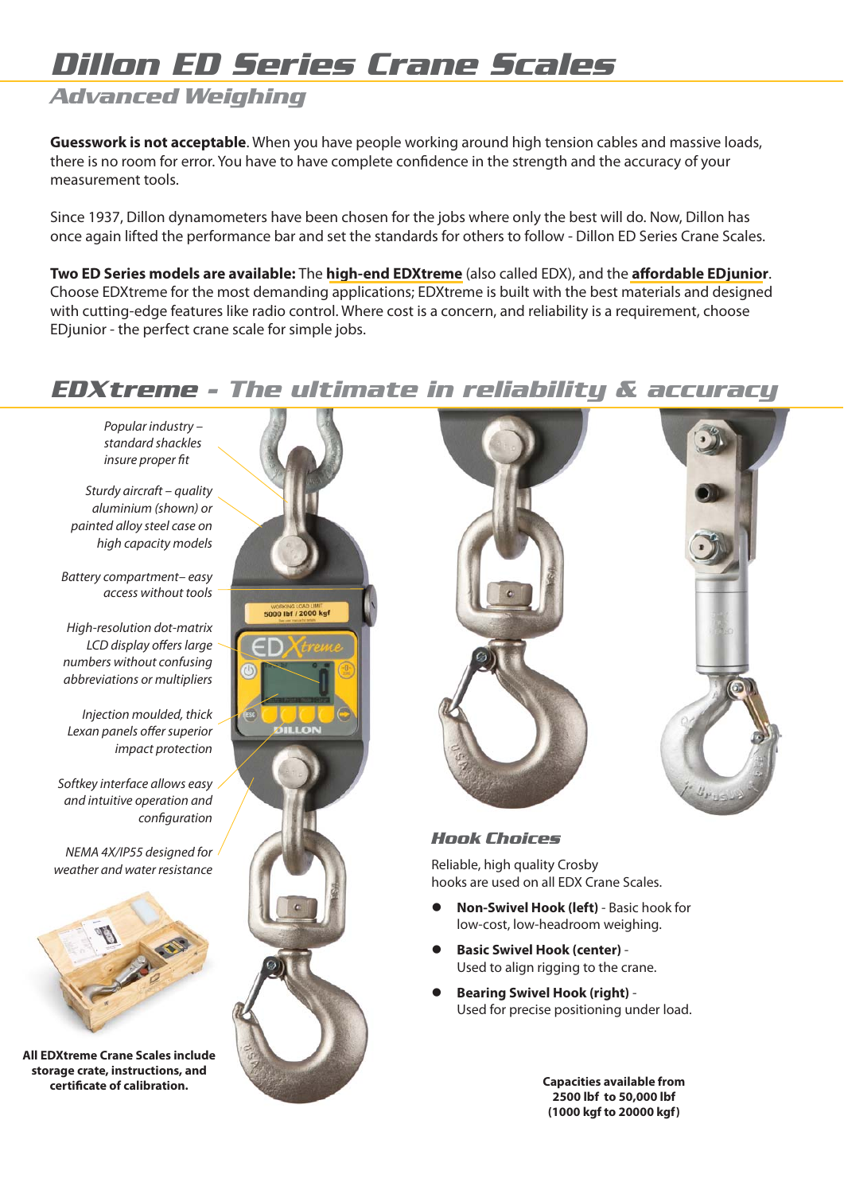# Dillon ED Series Crane Scales

## Advanced Weighing

**Guesswork is not acceptable**. When you have people working around high tension cables and massive loads, there is no room for error. You have to have complete confidence in the strength and the accuracy of your measurement tools.

Since 1937, Dillon dynamometers have been chosen for the jobs where only the best will do. Now, Dillon has once again lifted the performance bar and set the standards for others to follow - Dillon ED Series Crane Scales.

**Two ED Series models are available:** The **high-end EDXtreme** (also called EDX), and the **affordable EDjunior**. Choose EDXtreme for the most demanding applications; EDXtreme is built with the best materials and designed with cutting-edge features like radio control. Where cost is a concern, and reliability is a requirement, choose EDjunior - the perfect crane scale for simple jobs.

## EDXtreme - The ultimate in reliability & accuracy

*Popular industry – standard shackles insure proper fit*

*Sturdy aircraft – quality aluminium (shown) or painted alloy steel case on high capacity models*

*Battery compartment– easy access without tools*

*High-resolution dot-matrix LCD display offers large numbers without confusing abbreviations or multipliers*

*Injection moulded, thick Lexan panels offer superior impact protection*

*Softkey interface allows easy and intuitive operation and configuration*

*NEMA 4X/IP55 designed for weather and water resistance*

**All EDXtreme Crane Scales include storage crate, instructions, and certificate of calibration.**

### Hook Choices

Reliable, high quality Crosby hooks are used on all EDX Crane Scales.

- **Non-Swivel Hook (left)** - Basic hook for low-cost, low-headroom weighing.
- **Basic Swivel Hook (center)** - Used to align rigging to the crane.
- **Bearing Swivel Hook (right)** - Used for precise positioning under load.

**Capacities available from 2500 lbf to 50,000 lbf (1000 kgf to 20000 kgf)**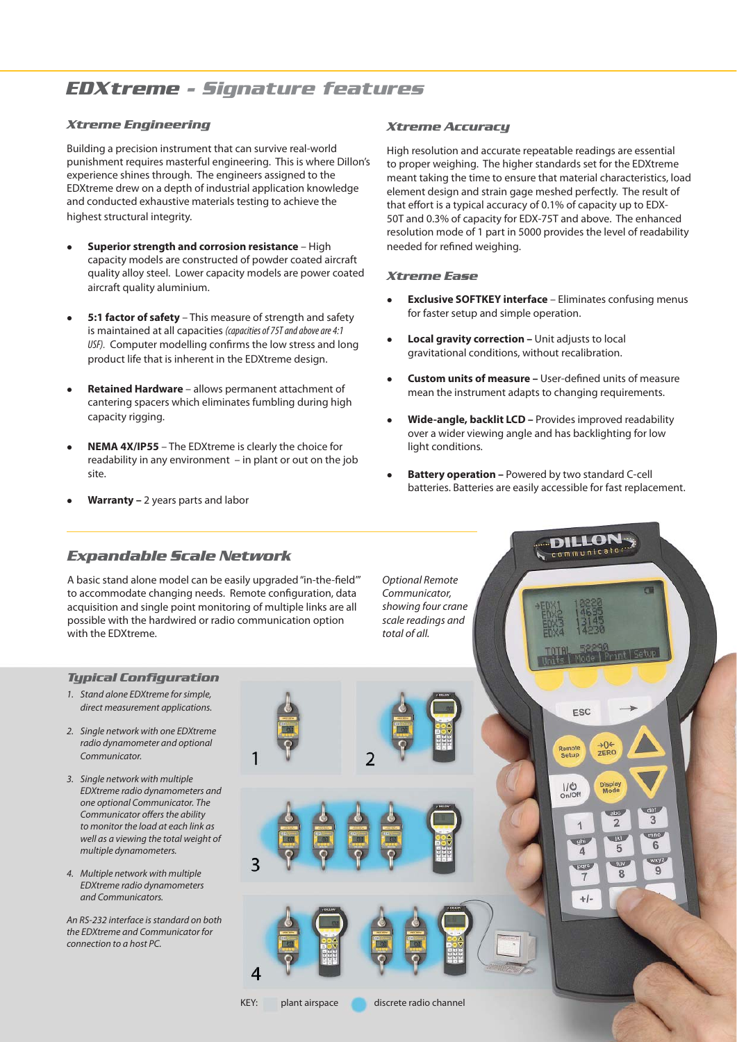# EDXtreme - Signature features

## Xtreme Engineering

Building a precision instrument that can survive real-world punishment requires masterful engineering. This is where Dillon's experience shines through. The engineers assigned to the EDXtreme drew on a depth of industrial application knowledge and conducted exhaustive materials testing to achieve the highest structural integrity.

- **Superior strength and corrosion resistance** – High capacity models are constructed of powder coated aircraft quality alloy steel. Lower capacity models are power coated aircraft quality aluminium.
- **5:1 factor of safety** – This measure of strength and safety is maintained at all capacities *(capacities of 75T and above are 4:1 USF).* Computer modelling confirms the low stress and long product life that is inherent in the EDXtreme design.
- **Retained Hardware** – allows permanent attachment of cantering spacers which eliminates fumbling during high capacity rigging.
- **NEMA 4X/IP55** – The EDXtreme is clearly the choice for readability in any environment – in plant or out on the job site.
- **Warranty –** 2 years parts and labor

## Xtreme Accuracy

High resolution and accurate repeatable readings are essential to proper weighing. The higher standards set for the EDXtreme meant taking the time to ensure that material characteristics, load element design and strain gage meshed perfectly. The result of that effort is a typical accuracy of 0.1% of capacity up to EDX-50T and 0.3% of capacity for EDX-75T and above. The enhanced resolution mode of 1 part in 5000 provides the level of readability needed for refined weighing.

## Xtreme Ease

- **Exclusive SOFTKEY interface** – Eliminates confusing menus for faster setup and simple operation.
- **Local gravity correction –** Unit adjusts to local gravitational conditions, without recalibration.
- **Custom units of measure –** User-defined units of measure mean the instrument adapts to changing requirements.
- **Wide-angle, backlit LCD –** Provides improved readability over a wider viewing angle and has backlighting for low light conditions.
- **Battery operation –** Powered by two standard C-cell batteries. Batteries are easily accessible for fast replacement.

## Expandable Scale Network

A basic stand alone model can be easily upgraded "in-the-field" to accommodate changing needs. Remote configuration, data acquisition and single point monitoring of multiple links are all possible with the hardwired or radio communication option with the EDXtreme.

*Optional Remote Communicator, showing four crane scale readings and total of all.*

### Typical Configuration

1. *Stand alone EDXtreme for simple, direct measurement applications.*
2. *Single network with one EDXtreme radio dynamometer and optional Communicator.*
3. *Single network with multiple EDXtreme radio dynamometers and one optional Communicator. The Communicator offers the ability to monitor the load at each link as well as a viewing the total weight of multiple dynamometers.*
4. *Multiple network with multiple EDXtreme radio dynamometers and Communicators.*

*An RS-232 interface is standard on both the EDXtreme and Communicator for connection to a host PC.*

KEY: plant airspace — discrete radio channel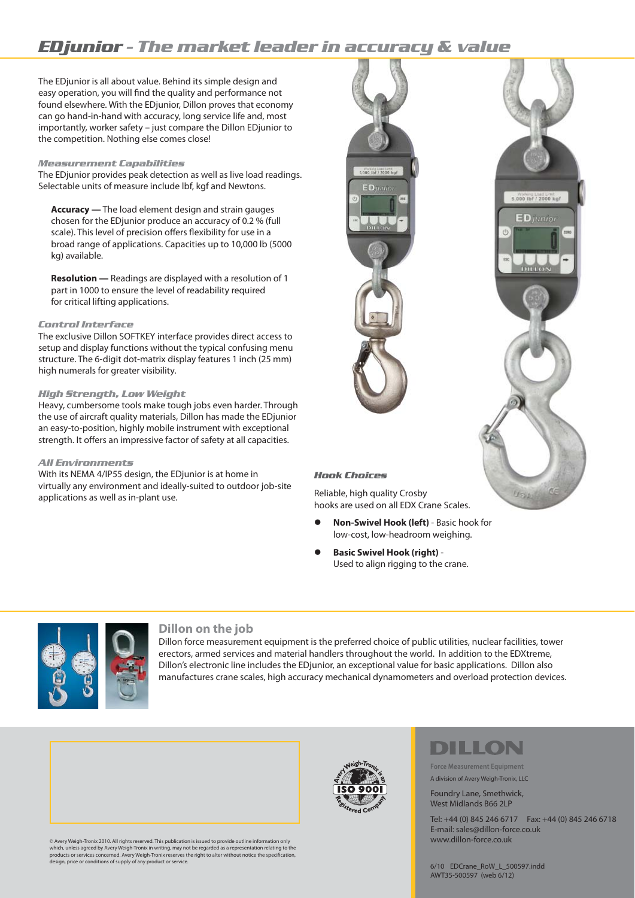# EDjunior - The market leader in accuracy & value

The EDjunior is all about value. Behind its simple design and easy operation, you will find the quality and performance not found elsewhere. With the EDjunior, Dillon proves that economy can go hand-in-hand with accuracy, long service life and, most importantly, worker safety – just compare the Dillon EDjunior to the competition. Nothing else comes close!

### Measurement Capabilities

The EDjunior provides peak detection as well as live load readings. Selectable units of measure include lbf, kgf and Newtons.

**Accuracy —** The load element design and strain gauges chosen for the EDjunior produce an accuracy of 0.2 % (full scale). This level of precision offers flexibility for use in a broad range of applications. Capacities up to 10,000 lb (5000 kg) available.

**Resolution —** Readings are displayed with a resolution of 1 part in 1000 to ensure the level of readability required for critical lifting applications.

### Control Interface

The exclusive Dillon SOFTKEY interface provides direct access to setup and display functions without the typical confusing menu structure. The 6-digit dot-matrix display features 1 inch (25 mm) high numerals for greater visibility.

### High Strength, Low Weight

Heavy, cumbersome tools make tough jobs even harder. Through the use of aircraft quality materials, Dillon has made the EDjunior an easy-to-position, highly mobile instrument with exceptional strength. It offers an impressive factor of safety at all capacities.

### All Environments

With its NEMA 4/IP55 design, the EDjunior is at home in virtually any environment and ideally-suited to outdoor job-site applications as well as in-plant use.

### Hook Choices

Reliable, high quality Crosby hooks are used on all EDX Crane Scales.

- **Non-Swivel Hook (left)** - Basic hook for low-cost, low-headroom weighing.
- **Basic Swivel Hook (right)** - Used to align rigging to the crane.

## Dillon on the job

Dillon force measurement equipment is the preferred choice of public utilities, nuclear facilities, tower erectors, armed services and material handlers throughout the world. In addition to the EDXtreme, Dillon's electronic line includes the EDjunior, an exceptional value for basic applications. Dillon also manufactures crane scales, high accuracy mechanical dynamometers and overload protection devices.

© Avery Weigh-Tronix 2010. All rights reserved. This publication is issued to provide outline information only which, unless agreed by Avery Weigh-Tronix in writing, may not be regarded as a representation relating to the products or services concerned. Avery Weigh-Tronix reserves the right to alter without notice the specification, design, price or conditions of supply of any product or service.

Avery Weigh-Tronix is an ISO 9001 Registered Company

**DILLON**
Force Measurement Equipment
A division of Avery Weigh-Tronix, LLC

Foundry Lane, Smethwick,
West Midlands B66 2LP

Tel: +44 (0) 845 246 6717  Fax: +44 (0) 845 246 6718
E-mail: sales@dillon-force.co.uk
www.dillon-force.co.uk

6/10 EDCrane_RoW_L_500597.indd
AWT35-500597 (web 6/12)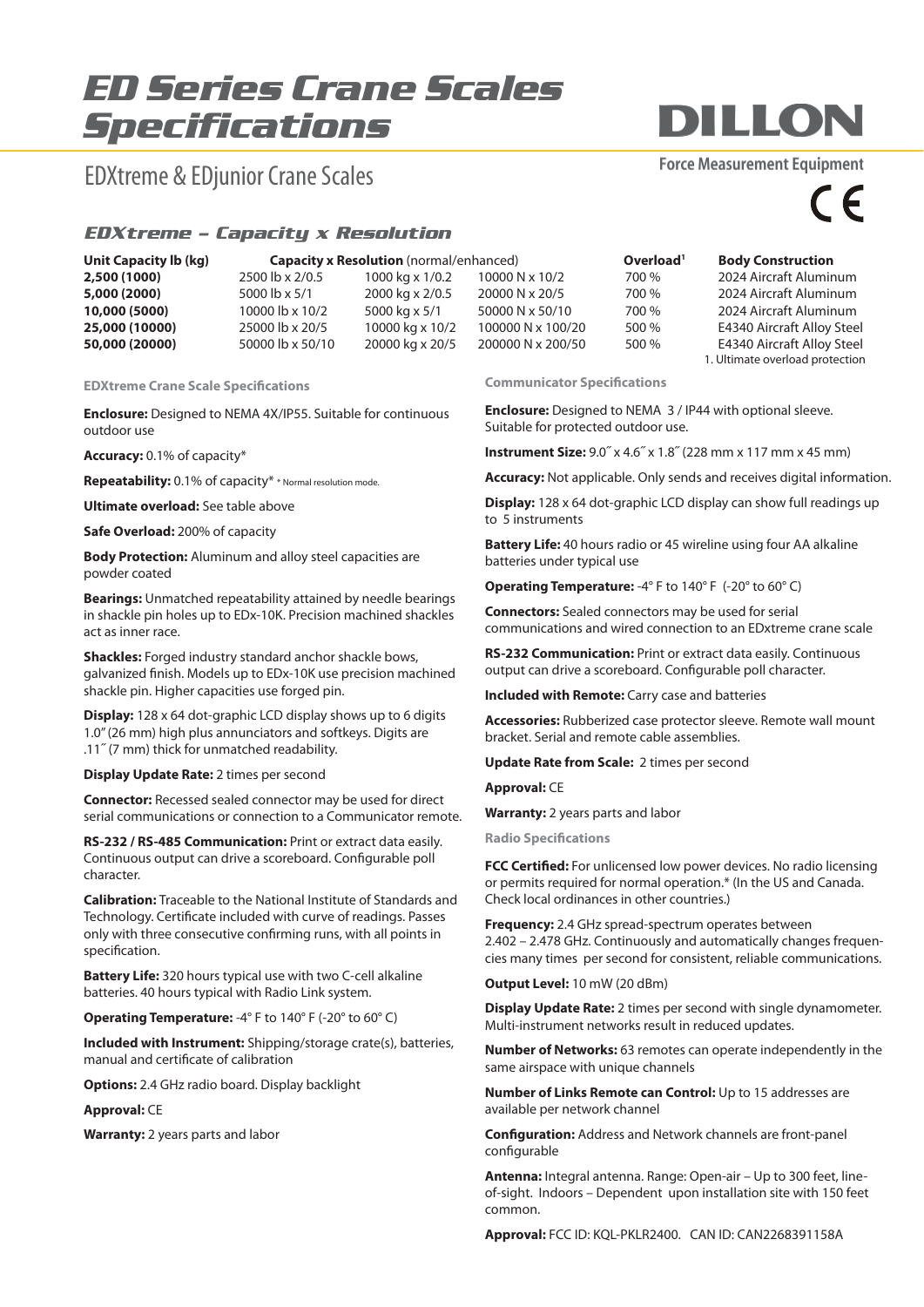# ED Series Crane Scales Specifications

DILLON

Force Measurement Equipment

## EDXtreme & EDjunior Crane Scales

### EDXtreme – Capacity x Resolution

| Unit Capacity lb (kg) | Capacity x Resolution (normal/enhanced) | | | Overload[1] | Body Construction |
|---|---|---|---|---|---|
| **2,500 (1000)** | 2500 lb x 2/0.5 | 1000 kg x 1/0.2 | 10000 N x 10/2 | 700 % | 2024 Aircraft Aluminum |
| **5,000 (2000)** | 5000 lb x 5/1 | 2000 kg x 2/0.5 | 20000 N x 20/5 | 700 % | 2024 Aircraft Aluminum |
| **10,000 (5000)** | 10000 lb x 10/2 | 5000 kg x 5/1 | 50000 N x 50/10 | 700 % | 2024 Aircraft Aluminum |
| **25,000 (10000)** | 25000 lb x 20/5 | 10000 kg x 10/2 | 100000 N x 100/20 | 500 % | E4340 Aircraft Alloy Steel |
| **50,000 (20000)** | 50000 lb x 50/10 | 20000 kg x 20/5 | 200000 N x 200/50 | 500 % | E4340 Aircraft Alloy Steel |

1. Ultimate overload protection

#### EDXtreme Crane Scale Specifications

**Enclosure:** Designed to NEMA 4X/IP55. Suitable for continuous outdoor use

**Accuracy:** 0.1% of capacity*

**Repeatability:** 0.1% of capacity* * Normal resolution mode.

**Ultimate overload:** See table above

**Safe Overload:** 200% of capacity

**Body Protection:** Aluminum and alloy steel capacities are powder coated

**Bearings:** Unmatched repeatability attained by needle bearings in shackle pin holes up to EDx-10K. Precision machined shackles act as inner race.

**Shackles:** Forged industry standard anchor shackle bows, galvanized finish. Models up to EDx-10K use precision machined shackle pin. Higher capacities use forged pin.

**Display:** 128 x 64 dot-graphic LCD display shows up to 6 digits 1.0" (26 mm) high plus annunciators and softkeys. Digits are .11˝ (7 mm) thick for unmatched readability.

**Display Update Rate:** 2 times per second

**Connector:** Recessed sealed connector may be used for direct serial communications or connection to a Communicator remote.

**RS-232 / RS-485 Communication:** Print or extract data easily. Continuous output can drive a scoreboard. Configurable poll character.

**Calibration:** Traceable to the National Institute of Standards and Technology. Certificate included with curve of readings. Passes only with three consecutive confirming runs, with all points in specification.

**Battery Life:** 320 hours typical use with two C-cell alkaline batteries. 40 hours typical with Radio Link system.

**Operating Temperature:** -4° F to 140° F (-20° to 60° C)

**Included with Instrument:** Shipping/storage crate(s), batteries, manual and certificate of calibration

**Options:** 2.4 GHz radio board. Display backlight

**Approval:** CE

**Warranty:** 2 years parts and labor

#### Communicator Specifications

**Enclosure:** Designed to NEMA 3 / IP44 with optional sleeve. Suitable for protected outdoor use.

**Instrument Size:** 9.0˝ x 4.6˝ x 1.8˝ (228 mm x 117 mm x 45 mm)

**Accuracy:** Not applicable. Only sends and receives digital information.

**Display:** 128 x 64 dot-graphic LCD display can show full readings up to 5 instruments

**Battery Life:** 40 hours radio or 45 wireline using four AA alkaline batteries under typical use

**Operating Temperature:** -4° F to 140° F (-20° to 60° C)

**Connectors:** Sealed connectors may be used for serial communications and wired connection to an EDxtreme crane scale

**RS-232 Communication:** Print or extract data easily. Continuous output can drive a scoreboard. Configurable poll character.

**Included with Remote:** Carry case and batteries

**Accessories:** Rubberized case protector sleeve. Remote wall mount bracket. Serial and remote cable assemblies.

**Update Rate from Scale:** 2 times per second

**Approval:** CE

**Warranty:** 2 years parts and labor

#### Radio Specifications

**FCC Certified:** For unlicensed low power devices. No radio licensing or permits required for normal operation.* (In the US and Canada. Check local ordinances in other countries.)

**Frequency:** 2.4 GHz spread-spectrum operates between 2.402 – 2.478 GHz. Continuously and automatically changes frequencies many times per second for consistent, reliable communications.

**Output Level:** 10 mW (20 dBm)

**Display Update Rate:** 2 times per second with single dynamometer. Multi-instrument networks result in reduced updates.

**Number of Networks:** 63 remotes can operate independently in the same airspace with unique channels

**Number of Links Remote can Control:** Up to 15 addresses are available per network channel

**Configuration:** Address and Network channels are front-panel configurable

**Antenna:** Integral antenna. Range: Open-air – Up to 300 feet, line-of-sight. Indoors – Dependent upon installation site with 150 feet common.

**Approval:** FCC ID: KQL-PKLR2400. CAN ID: CAN2268391158A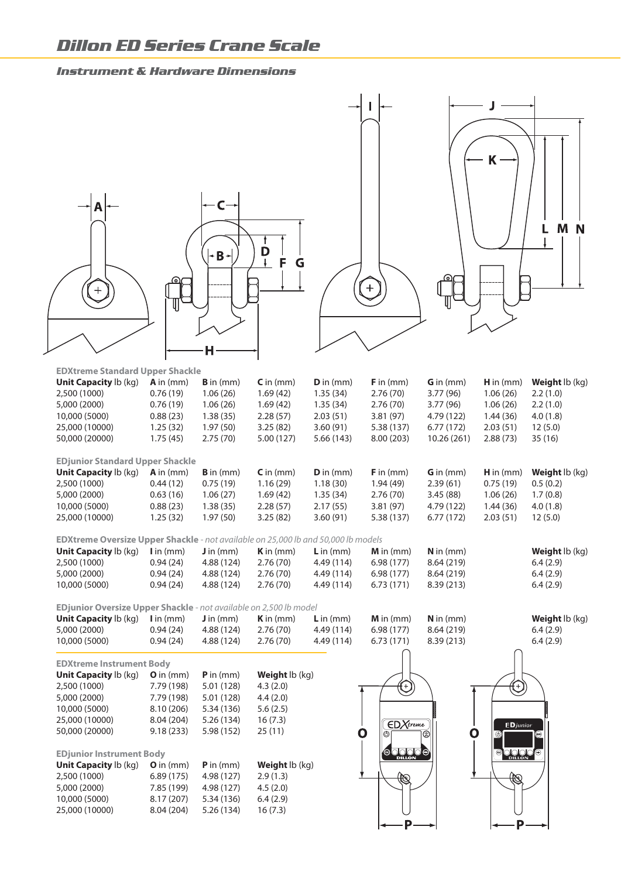# Dillon ED Series Crane Scale

## Instrument & Hardware Dimensions

**EDXtreme Standard Upper Shackle**

| **Unit Capacity** lb (kg) | **A** in (mm) | **B** in (mm) | **C** in (mm) | **D** in (mm) | **F** in (mm) | **G** in (mm) | **H** in (mm) | **Weight** lb (kg) |
|---|---|---|---|---|---|---|---|---|
| 2,500 (1000) | 0.76 (19) | 1.06 (26) | 1.69 (42) | 1.35 (34) | 2.76 (70) | 3.77 (96) | 1.06 (26) | 2.2 (1.0) |
| 5,000 (2000) | 0.76 (19) | 1.06 (26) | 1.69 (42) | 1.35 (34) | 2.76 (70) | 3.77 (96) | 1.06 (26) | 2.2 (1.0) |
| 10,000 (5000) | 0.88 (23) | 1.38 (35) | 2.28 (57) | 2.03 (51) | 3.81 (97) | 4.79 (122) | 1.44 (36) | 4.0 (1.8) |
| 25,000 (10000) | 1.25 (32) | 1.97 (50) | 3.25 (82) | 3.60 (91) | 5.38 (137) | 6.77 (172) | 2.03 (51) | 12 (5.0) |
| 50,000 (20000) | 1.75 (45) | 2.75 (70) | 5.00 (127) | 5.66 (143) | 8.00 (203) | 10.26 (261) | 2.88 (73) | 35 (16) |

**EDjunior Standard Upper Shackle**

| **Unit Capacity** lb (kg) | **A** in (mm) | **B** in (mm) | **C** in (mm) | **D** in (mm) | **F** in (mm) | **G** in (mm) | **H** in (mm) | **Weight** lb (kg) |
|---|---|---|---|---|---|---|---|---|
| 2,500 (1000) | 0.44 (12) | 0.75 (19) | 1.16 (29) | 1.18 (30) | 1.94 (49) | 2.39 (61) | 0.75 (19) | 0.5 (0.2) |
| 5,000 (2000) | 0.63 (16) | 1.06 (27) | 1.69 (42) | 1.35 (34) | 2.76 (70) | 3.45 (88) | 1.06 (26) | 1.7 (0.8) |
| 10,000 (5000) | 0.88 (23) | 1.38 (35) | 2.28 (57) | 2.17 (55) | 3.81 (97) | 4.79 (122) | 1.44 (36) | 4.0 (1.8) |
| 25,000 (10000) | 1.25 (32) | 1.97 (50) | 3.25 (82) | 3.60 (91) | 5.38 (137) | 6.77 (172) | 2.03 (51) | 12 (5.0) |

**EDXtreme Oversize Upper Shackle** - *not available on 25,000 lb and 50,000 lb models*

| **Unit Capacity** lb (kg) | **I** in (mm) | **J** in (mm) | **K** in (mm) | **L** in (mm) | **M** in (mm) | **N** in (mm) | **Weight** lb (kg) |
|---|---|---|---|---|---|---|---|
| 2,500 (1000) | 0.94 (24) | 4.88 (124) | 2.76 (70) | 4.49 (114) | 6.98 (177) | 8.64 (219) | 6.4 (2.9) |
| 5,000 (2000) | 0.94 (24) | 4.88 (124) | 2.76 (70) | 4.49 (114) | 6.98 (177) | 8.64 (219) | 6.4 (2.9) |
| 10,000 (5000) | 0.94 (24) | 4.88 (124) | 2.76 (70) | 4.49 (114) | 6.73 (171) | 8.39 (213) | 6.4 (2.9) |

**EDjunior Oversize Upper Shackle** - *not available on 2,500 lb model*

| **Unit Capacity** lb (kg) | **I** in (mm) | **J** in (mm) | **K** in (mm) | **L** in (mm) | **M** in (mm) | **N** in (mm) | **Weight** lb (kg) |
|---|---|---|---|---|---|---|---|
| 5,000 (2000) | 0.94 (24) | 4.88 (124) | 2.76 (70) | 4.49 (114) | 6.98 (177) | 8.64 (219) | 6.4 (2.9) |
| 10,000 (5000) | 0.94 (24) | 4.88 (124) | 2.76 (70) | 4.49 (114) | 6.73 (171) | 8.39 (213) | 6.4 (2.9) |

**EDXtreme Instrument Body**

| **Unit Capacity** lb (kg) | **O** in (mm) | **P** in (mm) | **Weight** lb (kg) |
|---|---|---|---|
| 2,500 (1000) | 7.79 (198) | 5.01 (128) | 4.3 (2.0) |
| 5,000 (2000) | 7.79 (198) | 5.01 (128) | 4.4 (2.0) |
| 10,000 (5000) | 8.10 (206) | 5.34 (136) | 5.6 (2.5) |
| 25,000 (10000) | 8.04 (204) | 5.26 (134) | 16 (7.3) |
| 50,000 (20000) | 9.18 (233) | 5.98 (152) | 25 (11) |

**EDjunior Instrument Body**

| **Unit Capacity** lb (kg) | **O** in (mm) | **P** in (mm) | **Weight** lb (kg) |
|---|---|---|---|
| 2,500 (1000) | 6.89 (175) | 4.98 (127) | 2.9 (1.3) |
| 5,000 (2000) | 7.85 (199) | 4.98 (127) | 4.5 (2.0) |
| 10,000 (5000) | 8.17 (207) | 5.34 (136) | 6.4 (2.9) |
| 25,000 (10000) | 8.04 (204) | 5.26 (134) | 16 (7.3) |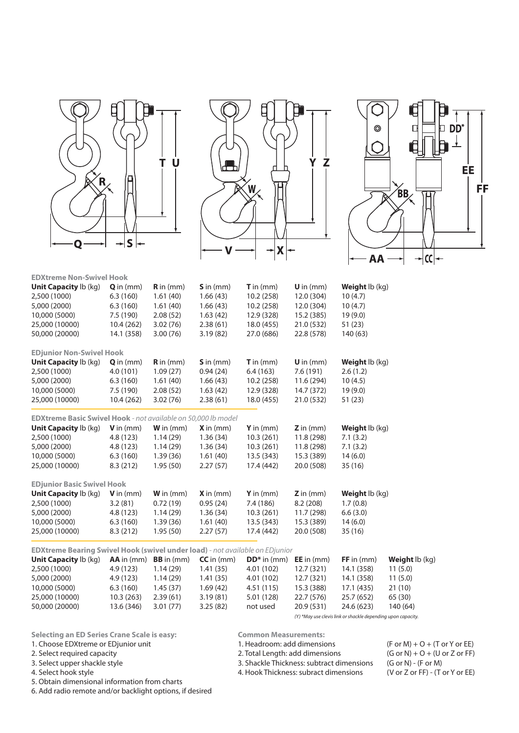### EDXtreme Non-Swivel Hook

| **Unit Capacity** lb (kg) | **Q** in (mm) | **R** in (mm) | **S** in (mm) | **T** in (mm) | **U** in (mm) | **Weight** lb (kg) |
|---|---|---|---|---|---|---|
| 2,500 (1000) | 6.3 (160) | 1.61 (40) | 1.66 (43) | 10.2 (258) | 12.0 (304) | 10 (4.7) |
| 5,000 (2000) | 6.3 (160) | 1.61 (40) | 1.66 (43) | 10.2 (258) | 12.0 (304) | 10 (4.7) |
| 10,000 (5000) | 7.5 (190) | 2.08 (52) | 1.63 (42) | 12.9 (328) | 15.2 (385) | 19 (9.0) |
| 25,000 (10000) | 10.4 (262) | 3.02 (76) | 2.38 (61) | 18.0 (455) | 21.0 (532) | 51 (23) |
| 50,000 (20000) | 14.1 (358) | 3.00 (76) | 3.19 (82) | 27.0 (686) | 22.8 (578) | 140 (63) |

### EDjunior Non-Swivel Hook

| **Unit Capacity** lb (kg) | **Q** in (mm) | **R** in (mm) | **S** in (mm) | **T** in (mm) | **U** in (mm) | **Weight** lb (kg) |
|---|---|---|---|---|---|---|
| 2,500 (1000) | 4.0 (101) | 1.09 (27) | 0.94 (24) | 6.4 (163) | 7.6 (191) | 2.6 (1.2) |
| 5,000 (2000) | 6.3 (160) | 1.61 (40) | 1.66 (43) | 10.2 (258) | 11.6 (294) | 10 (4.5) |
| 10,000 (5000) | 7.5 (190) | 2.08 (52) | 1.63 (42) | 12.9 (328) | 14.7 (372) | 19 (9.0) |
| 25,000 (10000) | 10.4 (262) | 3.02 (76) | 2.38 (61) | 18.0 (455) | 21.0 (532) | 51 (23) |

### EDXtreme Basic Swivel Hook - *not available on 50,000 lb model*

| **Unit Capacity** lb (kg) | **V** in (mm) | **W** in (mm) | **X** in (mm) | **Y** in (mm) | **Z** in (mm) | **Weight** lb (kg) |
|---|---|---|---|---|---|---|
| 2,500 (1000) | 4.8 (123) | 1.14 (29) | 1.36 (34) | 10.3 (261) | 11.8 (298) | 7.1 (3.2) |
| 5,000 (2000) | 4.8 (123) | 1.14 (29) | 1.36 (34) | 10.3 (261) | 11.8 (298) | 7.1 (3.2) |
| 10,000 (5000) | 6.3 (160) | 1.39 (36) | 1.61 (40) | 13.5 (343) | 15.3 (389) | 14 (6.0) |
| 25,000 (10000) | 8.3 (212) | 1.95 (50) | 2.27 (57) | 17.4 (442) | 20.0 (508) | 35 (16) |

### EDjunior Basic Swivel Hook

| **Unit Capacity** lb (kg) | **V** in (mm) | **W** in (mm) | **X** in (mm) | **Y** in (mm) | **Z** in (mm) | **Weight** lb (kg) |
|---|---|---|---|---|---|---|
| 2,500 (1000) | 3.2 (81) | 0.72 (19) | 0.95 (24) | 7.4 (186) | 8.2 (208) | 1.7 (0.8) |
| 5,000 (2000) | 4.8 (123) | 1.14 (29) | 1.36 (34) | 10.3 (261) | 11.7 (298) | 6.6 (3.0) |
| 10,000 (5000) | 6.3 (160) | 1.39 (36) | 1.61 (40) | 13.5 (343) | 15.3 (389) | 14 (6.0) |
| 25,000 (10000) | 8.3 (212) | 1.95 (50) | 2.27 (57) | 17.4 (442) | 20.0 (508) | 35 (16) |

### EDXtreme Bearing Swivel Hook (swivel under load) - *not available on EDjunior*

| **Unit Capacity** lb (kg) | **AA** in (mm) | **BB** in (mm) | **CC** in (mm) | **DD*** in (mm) | **EE** in (mm) | **FF** in (mm) | **Weight** lb (kg) |
|---|---|---|---|---|---|---|---|
| 2,500 (1000) | 4.9 (123) | 1.14 (29) | 1.41 (35) | 4.01 (102) | 12.7 (321) | 14.1 (358) | 11 (5.0) |
| 5,000 (2000) | 4.9 (123) | 1.14 (29) | 1.41 (35) | 4.01 (102) | 12.7 (321) | 14.1 (358) | 11 (5.0) |
| 10,000 (5000) | 6.3 (160) | 1.45 (37) | 1.69 (42) | 4.51 (115) | 15.3 (388) | 17.1 (435) | 21 (10) |
| 25,000 (10000) | 10.3 (263) | 2.39 (61) | 3.19 (81) | 5.01 (128) | 22.7 (576) | 25.7 (652) | 65 (30) |
| 50,000 (20000) | 13.6 (346) | 3.01 (77) | 3.25 (82) | not used | 20.9 (531) | 24.6 (623) | 140 (64) |

*(Y) *May use clevis link or shackle depending upon capacity.*

**Selecting an ED Series Crane Scale is easy:**

1. Choose EDXtreme or EDjunior unit
2. Select required capacity
3. Select upper shackle style
4. Select hook style
5. Obtain dimensional information from charts
6. Add radio remote and/or backlight options, if desired

**Common Measurements:**

1. Headroom: add dimensions (F or M) + O + (T or Y or EE)
2. Total Length: add dimensions (G or N) + O + (U or Z or FF)
3. Shackle Thickness: subtract dimensions (G or N) - (F or M)
4. Hook Thickness: subract dimensions (V or Z or FF) - (T or Y or EE)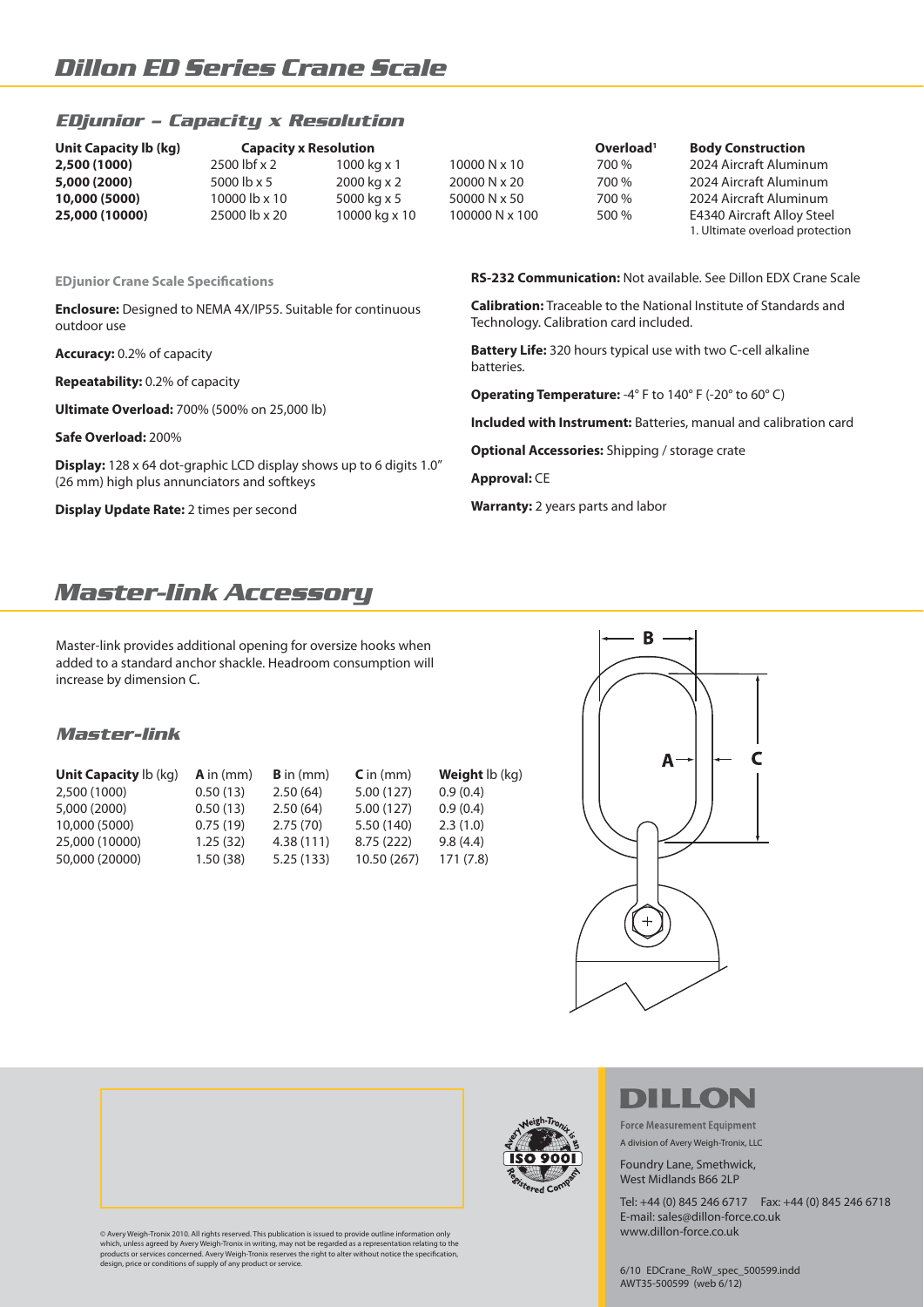# Dillon ED Series Crane Scale

## EDjunior – Capacity x Resolution

| Unit Capacity lb (kg) | Capacity x Resolution | | | Overload[1] | Body Construction |
|---|---|---|---|---|---|
| **2,500 (1000)** | 2500 lbf x 2 | 1000 kg x 1 | 10000 N x 10 | 700 % | 2024 Aircraft Aluminum |
| **5,000 (2000)** | 5000 lb x 5 | 2000 kg x 2 | 20000 N x 20 | 700 % | 2024 Aircraft Aluminum |
| **10,000 (5000)** | 10000 lb x 10 | 5000 kg x 5 | 50000 N x 50 | 700 % | 2024 Aircraft Aluminum |
| **25,000 (10000)** | 25000 lb x 20 | 10000 kg x 10 | 100000 N x 100 | 500 % | E4340 Aircraft Alloy Steel |

1. Ultimate overload protection

**EDjunior Crane Scale Specifications**

**Enclosure:** Designed to NEMA 4X/IP55. Suitable for continuous outdoor use

**Accuracy:** 0.2% of capacity

**Repeatability:** 0.2% of capacity

**Ultimate Overload:** 700% (500% on 25,000 lb)

**Safe Overload:** 200%

**Display:** 128 x 64 dot-graphic LCD display shows up to 6 digits 1.0" (26 mm) high plus annunciators and softkeys

**Display Update Rate:** 2 times per second

**RS-232 Communication:** Not available. See Dillon EDX Crane Scale

**Calibration:** Traceable to the National Institute of Standards and Technology. Calibration card included.

**Battery Life:** 320 hours typical use with two C-cell alkaline batteries.

**Operating Temperature:** -4° F to 140° F (-20° to 60° C)

**Included with Instrument:** Batteries, manual and calibration card

**Optional Accessories:** Shipping / storage crate

**Approval:** CE

**Warranty:** 2 years parts and labor

# Master-link Accessory

Master-link provides additional opening for oversize hooks when added to a standard anchor shackle. Headroom consumption will increase by dimension C.

## Master-link

| **Unit Capacity** lb (kg) | **A** in (mm) | **B** in (mm) | **C** in (mm) | **Weight** lb (kg) |
|---|---|---|---|---|
| 2,500 (1000) | 0.50 (13) | 2.50 (64) | 5.00 (127) | 0.9 (0.4) |
| 5,000 (2000) | 0.50 (13) | 2.50 (64) | 5.00 (127) | 0.9 (0.4) |
| 10,000 (5000) | 0.75 (19) | 2.75 (70) | 5.50 (140) | 2.3 (1.0) |
| 25,000 (10000) | 1.25 (32) | 4.38 (111) | 8.75 (222) | 9.8 (4.4) |
| 50,000 (20000) | 1.50 (38) | 5.25 (133) | 10.50 (267) | 171 (7.8) |

B

A

C

© Avery Weigh-Tronix 2010. All rights reserved. This publication is issued to provide outline information only which, unless agreed by Avery Weigh-Tronix in writing, may not be regarded as a representation relating to the products or services concerned. Avery Weigh-Tronix reserves the right to alter without notice the specification, design, price or conditions of supply of any product or service.

Avery Weigh-Tronix is an ISO 9001 Registered Company

DILLON

Force Measurement Equipment

A division of Avery Weigh-Tronix, LLC

Foundry Lane, Smethwick,
West Midlands B66 2LP

Tel: +44 (0) 845 246 6717 Fax: +44 (0) 845 246 6718
E-mail: sales@dillon-force.co.uk
www.dillon-force.co.uk

6/10 EDCrane_RoW_spec_500599.indd
AWT35-500599 (web 6/12)